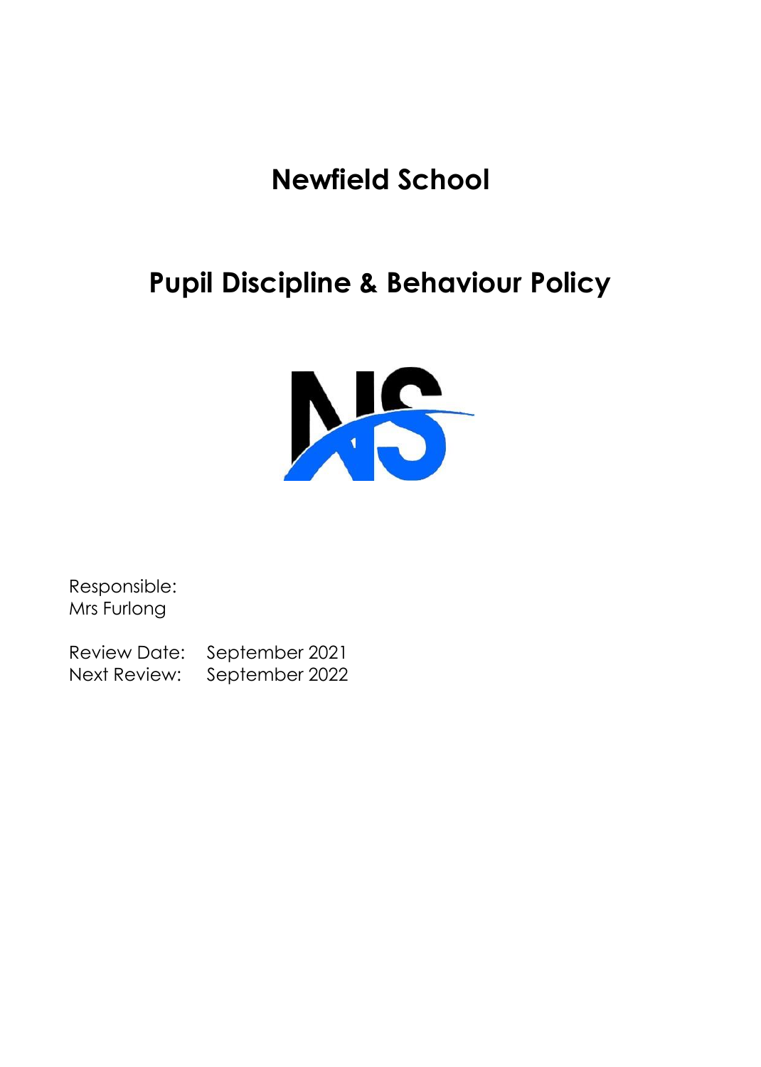# Newfield School

## Pupil Discipline & Behaviour Policy

Responsible:
Mrs Furlong

Review Date: September 2021
Next Review: September 2022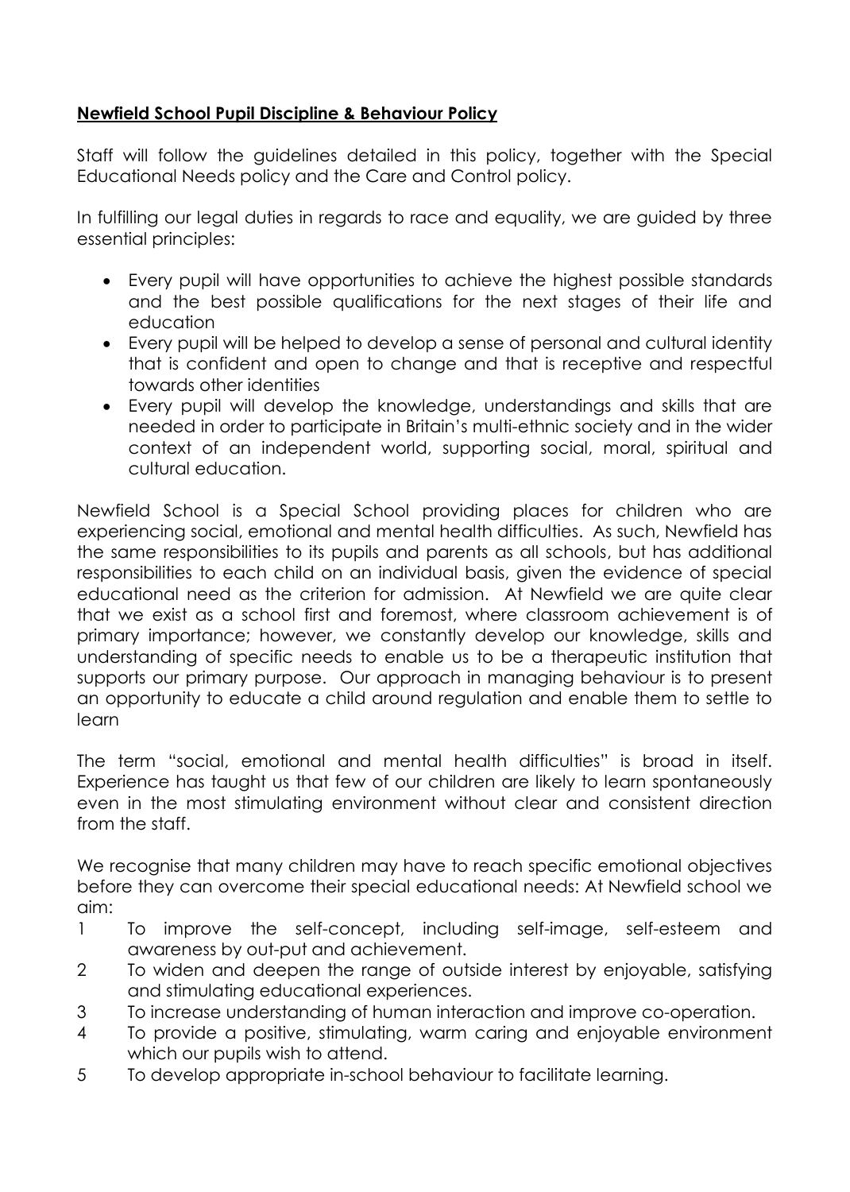**Newfield School Pupil Discipline & Behaviour Policy**

Staff will follow the guidelines detailed in this policy, together with the Special Educational Needs policy and the Care and Control policy.

In fulfilling our legal duties in regards to race and equality, we are guided by three essential principles:

- Every pupil will have opportunities to achieve the highest possible standards and the best possible qualifications for the next stages of their life and education
- Every pupil will be helped to develop a sense of personal and cultural identity that is confident and open to change and that is receptive and respectful towards other identities
- Every pupil will develop the knowledge, understandings and skills that are needed in order to participate in Britain's multi-ethnic society and in the wider context of an independent world, supporting social, moral, spiritual and cultural education.

Newfield School is a Special School providing places for children who are experiencing social, emotional and mental health difficulties. As such, Newfield has the same responsibilities to its pupils and parents as all schools, but has additional responsibilities to each child on an individual basis, given the evidence of special educational need as the criterion for admission. At Newfield we are quite clear that we exist as a school first and foremost, where classroom achievement is of primary importance; however, we constantly develop our knowledge, skills and understanding of specific needs to enable us to be a therapeutic institution that supports our primary purpose. Our approach in managing behaviour is to present an opportunity to educate a child around regulation and enable them to settle to learn

The term "social, emotional and mental health difficulties" is broad in itself. Experience has taught us that few of our children are likely to learn spontaneously even in the most stimulating environment without clear and consistent direction from the staff.

We recognise that many children may have to reach specific emotional objectives before they can overcome their special educational needs: At Newfield school we aim:

1. To improve the self-concept, including self-image, self-esteem and awareness by out-put and achievement.
2. To widen and deepen the range of outside interest by enjoyable, satisfying and stimulating educational experiences.
3. To increase understanding of human interaction and improve co-operation.
4. To provide a positive, stimulating, warm caring and enjoyable environment which our pupils wish to attend.
5. To develop appropriate in-school behaviour to facilitate learning.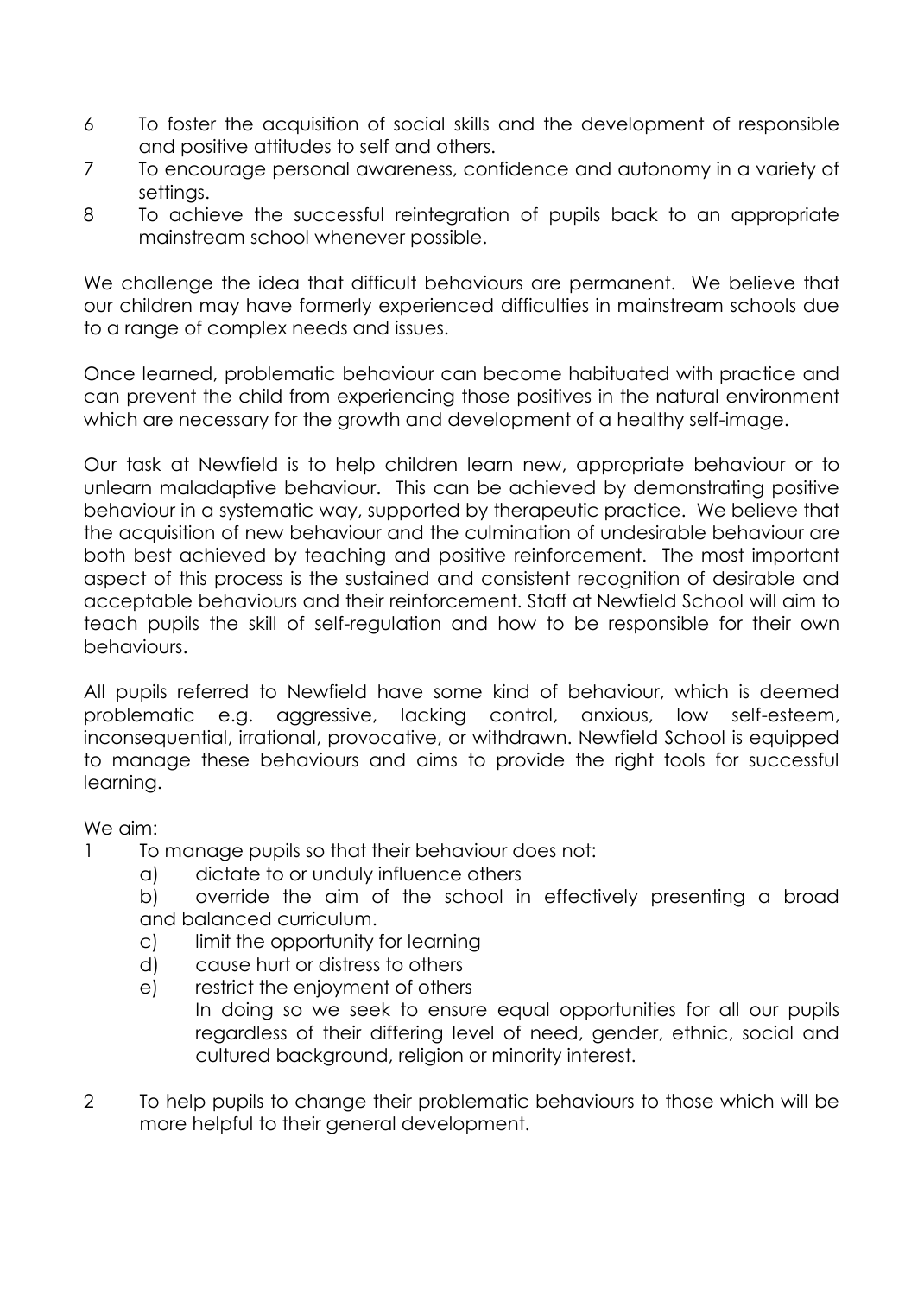6. To foster the acquisition of social skills and the development of responsible and positive attitudes to self and others.
7. To encourage personal awareness, confidence and autonomy in a variety of settings.
8. To achieve the successful reintegration of pupils back to an appropriate mainstream school whenever possible.

We challenge the idea that difficult behaviours are permanent. We believe that our children may have formerly experienced difficulties in mainstream schools due to a range of complex needs and issues.

Once learned, problematic behaviour can become habituated with practice and can prevent the child from experiencing those positives in the natural environment which are necessary for the growth and development of a healthy self-image.

Our task at Newfield is to help children learn new, appropriate behaviour or to unlearn maladaptive behaviour. This can be achieved by demonstrating positive behaviour in a systematic way, supported by therapeutic practice. We believe that the acquisition of new behaviour and the culmination of undesirable behaviour are both best achieved by teaching and positive reinforcement. The most important aspect of this process is the sustained and consistent recognition of desirable and acceptable behaviours and their reinforcement. Staff at Newfield School will aim to teach pupils the skill of self-regulation and how to be responsible for their own behaviours.

All pupils referred to Newfield have some kind of behaviour, which is deemed problematic e.g. aggressive, lacking control, anxious, low self-esteem, inconsequential, irrational, provocative, or withdrawn. Newfield School is equipped to manage these behaviours and aims to provide the right tools for successful learning.

We aim:

1. To manage pupils so that their behaviour does not:
   a) dictate to or unduly influence others
   b) override the aim of the school in effectively presenting a broad and balanced curriculum.
   c) limit the opportunity for learning
   d) cause hurt or distress to others
   e) restrict the enjoyment of others

   In doing so we seek to ensure equal opportunities for all our pupils regardless of their differing level of need, gender, ethnic, social and cultured background, religion or minority interest.

2. To help pupils to change their problematic behaviours to those which will be more helpful to their general development.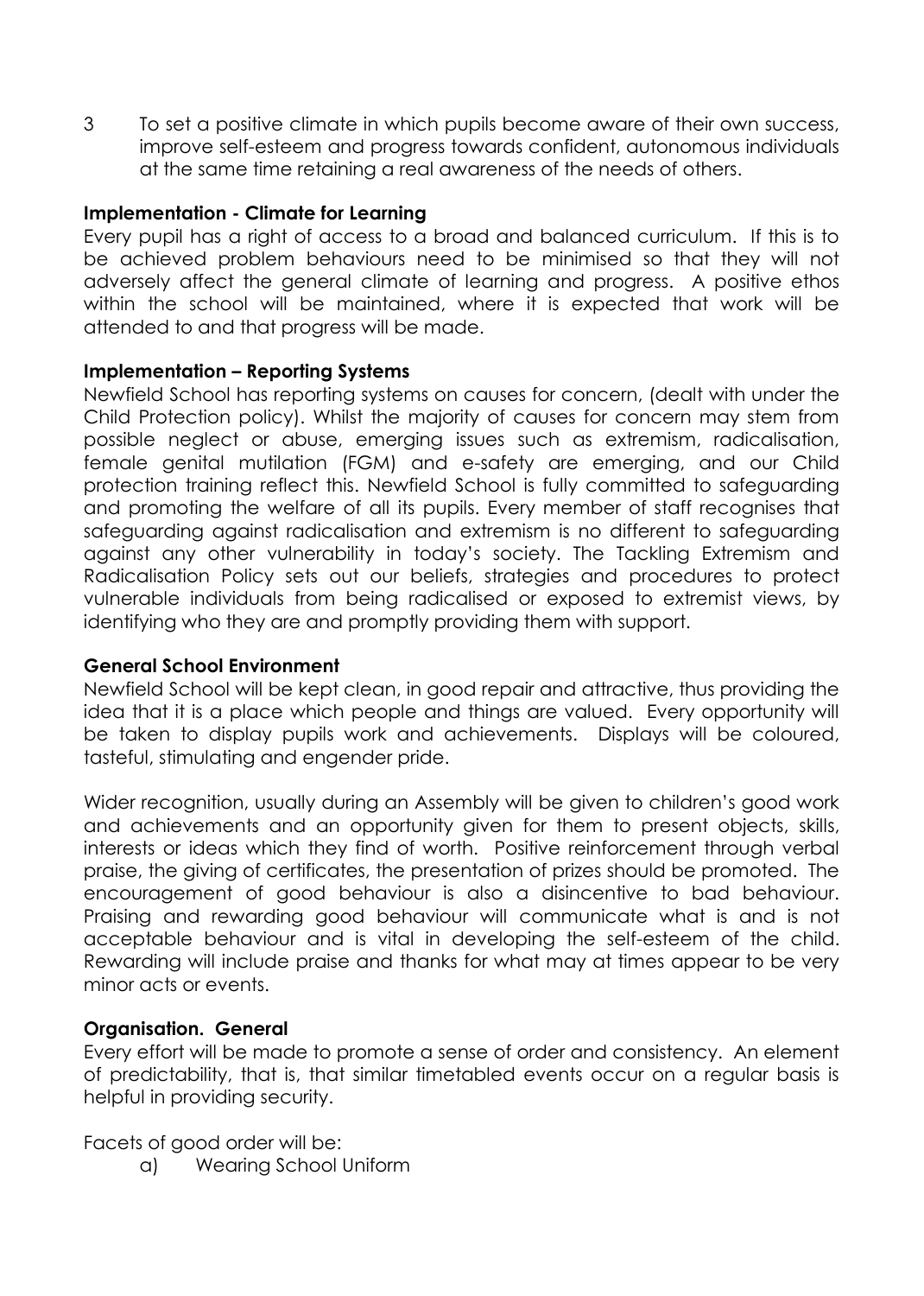3 To set a positive climate in which pupils become aware of their own success, improve self-esteem and progress towards confident, autonomous individuals at the same time retaining a real awareness of the needs of others.

**Implementation - Climate for Learning**

Every pupil has a right of access to a broad and balanced curriculum. If this is to be achieved problem behaviours need to be minimised so that they will not adversely affect the general climate of learning and progress. A positive ethos within the school will be maintained, where it is expected that work will be attended to and that progress will be made.

**Implementation – Reporting Systems**

Newfield School has reporting systems on causes for concern, (dealt with under the Child Protection policy). Whilst the majority of causes for concern may stem from possible neglect or abuse, emerging issues such as extremism, radicalisation, female genital mutilation (FGM) and e-safety are emerging, and our Child protection training reflect this. Newfield School is fully committed to safeguarding and promoting the welfare of all its pupils. Every member of staff recognises that safeguarding against radicalisation and extremism is no different to safeguarding against any other vulnerability in today's society. The Tackling Extremism and Radicalisation Policy sets out our beliefs, strategies and procedures to protect vulnerable individuals from being radicalised or exposed to extremist views, by identifying who they are and promptly providing them with support.

**General School Environment**

Newfield School will be kept clean, in good repair and attractive, thus providing the idea that it is a place which people and things are valued. Every opportunity will be taken to display pupils work and achievements. Displays will be coloured, tasteful, stimulating and engender pride.

Wider recognition, usually during an Assembly will be given to children's good work and achievements and an opportunity given for them to present objects, skills, interests or ideas which they find of worth. Positive reinforcement through verbal praise, the giving of certificates, the presentation of prizes should be promoted. The encouragement of good behaviour is also a disincentive to bad behaviour. Praising and rewarding good behaviour will communicate what is and is not acceptable behaviour and is vital in developing the self-esteem of the child. Rewarding will include praise and thanks for what may at times appear to be very minor acts or events.

**Organisation. General**

Every effort will be made to promote a sense of order and consistency. An element of predictability, that is, that similar timetabled events occur on a regular basis is helpful in providing security.

Facets of good order will be:

a) Wearing School Uniform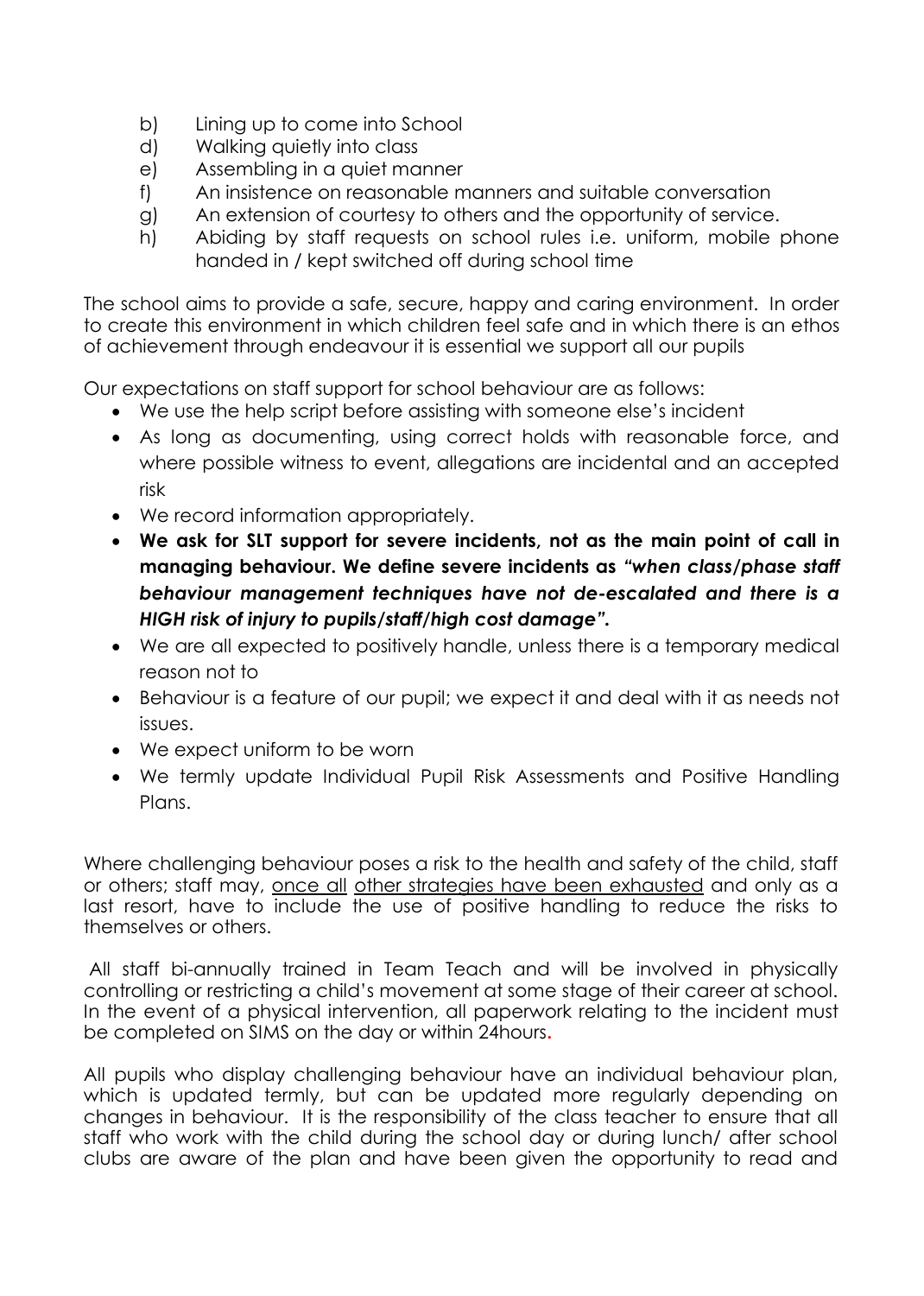b) Lining up to come into School
d) Walking quietly into class
e) Assembling in a quiet manner
f) An insistence on reasonable manners and suitable conversation
g) An extension of courtesy to others and the opportunity of service.
h) Abiding by staff requests on school rules i.e. uniform, mobile phone handed in / kept switched off during school time

The school aims to provide a safe, secure, happy and caring environment. In order to create this environment in which children feel safe and in which there is an ethos of achievement through endeavour it is essential we support all our pupils

Our expectations on staff support for school behaviour are as follows:

- We use the help script before assisting with someone else's incident
- As long as documenting, using correct holds with reasonable force, and where possible witness to event, allegations are incidental and an accepted risk
- We record information appropriately.
- **We ask for SLT support for severe incidents, not as the main point of call in managing behaviour. We define severe incidents as *"when class/phase staff behaviour management techniques have not de-escalated and there is a HIGH risk of injury to pupils/staff/high cost damage".***
- We are all expected to positively handle, unless there is a temporary medical reason not to
- Behaviour is a feature of our pupil; we expect it and deal with it as needs not issues.
- We expect uniform to be worn
- We termly update Individual Pupil Risk Assessments and Positive Handling Plans.

Where challenging behaviour poses a risk to the health and safety of the child, staff or others; staff may, <u>once all</u> <u>other strategies have been exhausted</u> and only as a last resort, have to include the use of positive handling to reduce the risks to themselves or others.

All staff bi-annually trained in Team Teach and will be involved in physically controlling or restricting a child's movement at some stage of their career at school. In the event of a physical intervention, all paperwork relating to the incident must be completed on SIMS on the day or within 24hours.

All pupils who display challenging behaviour have an individual behaviour plan, which is updated termly, but can be updated more regularly depending on changes in behaviour. It is the responsibility of the class teacher to ensure that all staff who work with the child during the school day or during lunch/ after school clubs are aware of the plan and have been given the opportunity to read and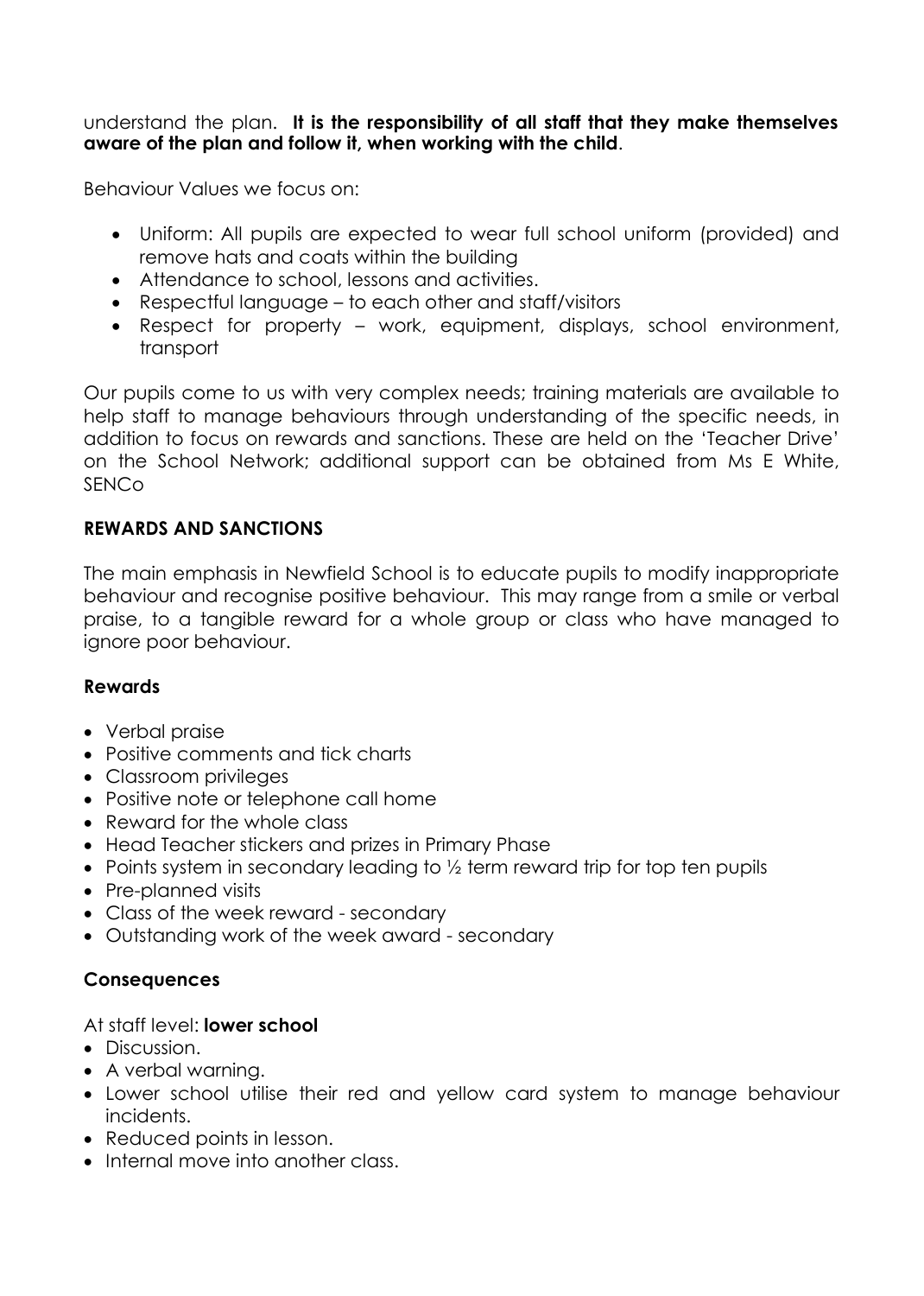understand the plan. **It is the responsibility of all staff that they make themselves aware of the plan and follow it, when working with the child**.

Behaviour Values we focus on:

- Uniform: All pupils are expected to wear full school uniform (provided) and remove hats and coats within the building
- Attendance to school, lessons and activities.
- Respectful language – to each other and staff/visitors
- Respect for property – work, equipment, displays, school environment, transport

Our pupils come to us with very complex needs; training materials are available to help staff to manage behaviours through understanding of the specific needs, in addition to focus on rewards and sanctions. These are held on the 'Teacher Drive' on the School Network; additional support can be obtained from Ms E White, SENCo

## REWARDS AND SANCTIONS

The main emphasis in Newfield School is to educate pupils to modify inappropriate behaviour and recognise positive behaviour. This may range from a smile or verbal praise, to a tangible reward for a whole group or class who have managed to ignore poor behaviour.

### Rewards

- Verbal praise
- Positive comments and tick charts
- Classroom privileges
- Positive note or telephone call home
- Reward for the whole class
- Head Teacher stickers and prizes in Primary Phase
- Points system in secondary leading to ½ term reward trip for top ten pupils
- Pre-planned visits
- Class of the week reward - secondary
- Outstanding work of the week award - secondary

### Consequences

At staff level: **lower school**

- Discussion.
- A verbal warning.
- Lower school utilise their red and yellow card system to manage behaviour incidents.
- Reduced points in lesson.
- Internal move into another class.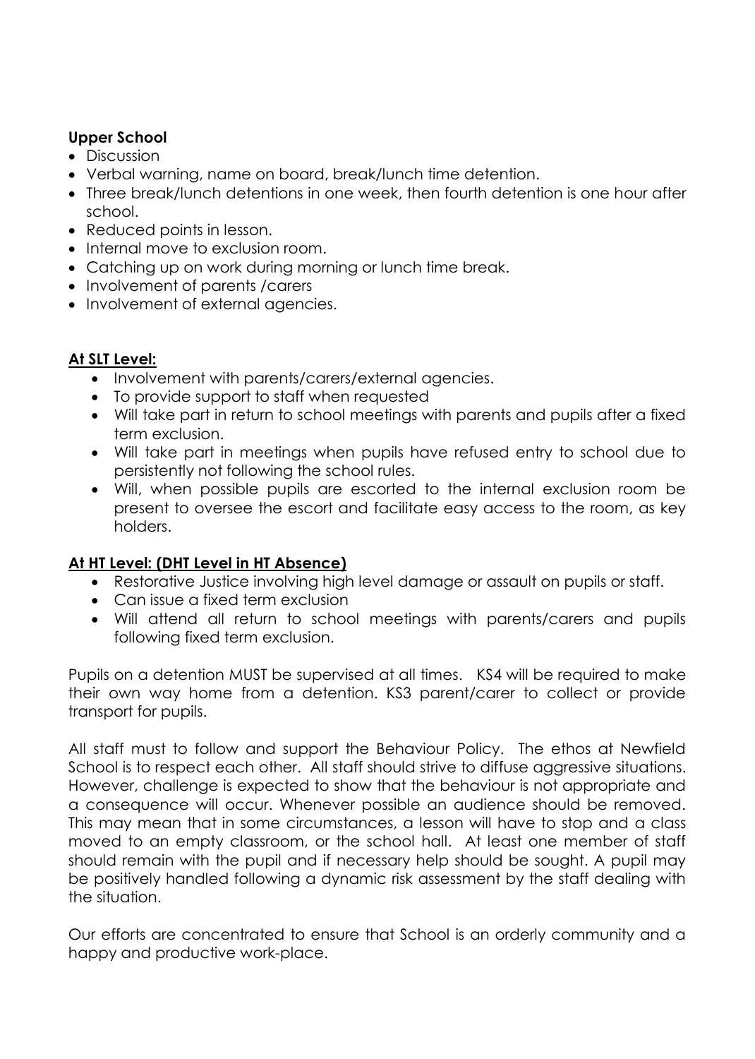**Upper School**

- Discussion
- Verbal warning, name on board, break/lunch time detention.
- Three break/lunch detentions in one week, then fourth detention is one hour after school.
- Reduced points in lesson.
- Internal move to exclusion room.
- Catching up on work during morning or lunch time break.
- Involvement of parents /carers
- Involvement of external agencies.

**At SLT Level:**

- Involvement with parents/carers/external agencies.
- To provide support to staff when requested
- Will take part in return to school meetings with parents and pupils after a fixed term exclusion.
- Will take part in meetings when pupils have refused entry to school due to persistently not following the school rules.
- Will, when possible pupils are escorted to the internal exclusion room be present to oversee the escort and facilitate easy access to the room, as key holders.

**At HT Level: (DHT Level in HT Absence)**

- Restorative Justice involving high level damage or assault on pupils or staff.
- Can issue a fixed term exclusion
- Will attend all return to school meetings with parents/carers and pupils following fixed term exclusion.

Pupils on a detention MUST be supervised at all times. KS4 will be required to make their own way home from a detention. KS3 parent/carer to collect or provide transport for pupils.

All staff must to follow and support the Behaviour Policy. The ethos at Newfield School is to respect each other. All staff should strive to diffuse aggressive situations. However, challenge is expected to show that the behaviour is not appropriate and a consequence will occur. Whenever possible an audience should be removed. This may mean that in some circumstances, a lesson will have to stop and a class moved to an empty classroom, or the school hall. At least one member of staff should remain with the pupil and if necessary help should be sought. A pupil may be positively handled following a dynamic risk assessment by the staff dealing with the situation.

Our efforts are concentrated to ensure that School is an orderly community and a happy and productive work-place.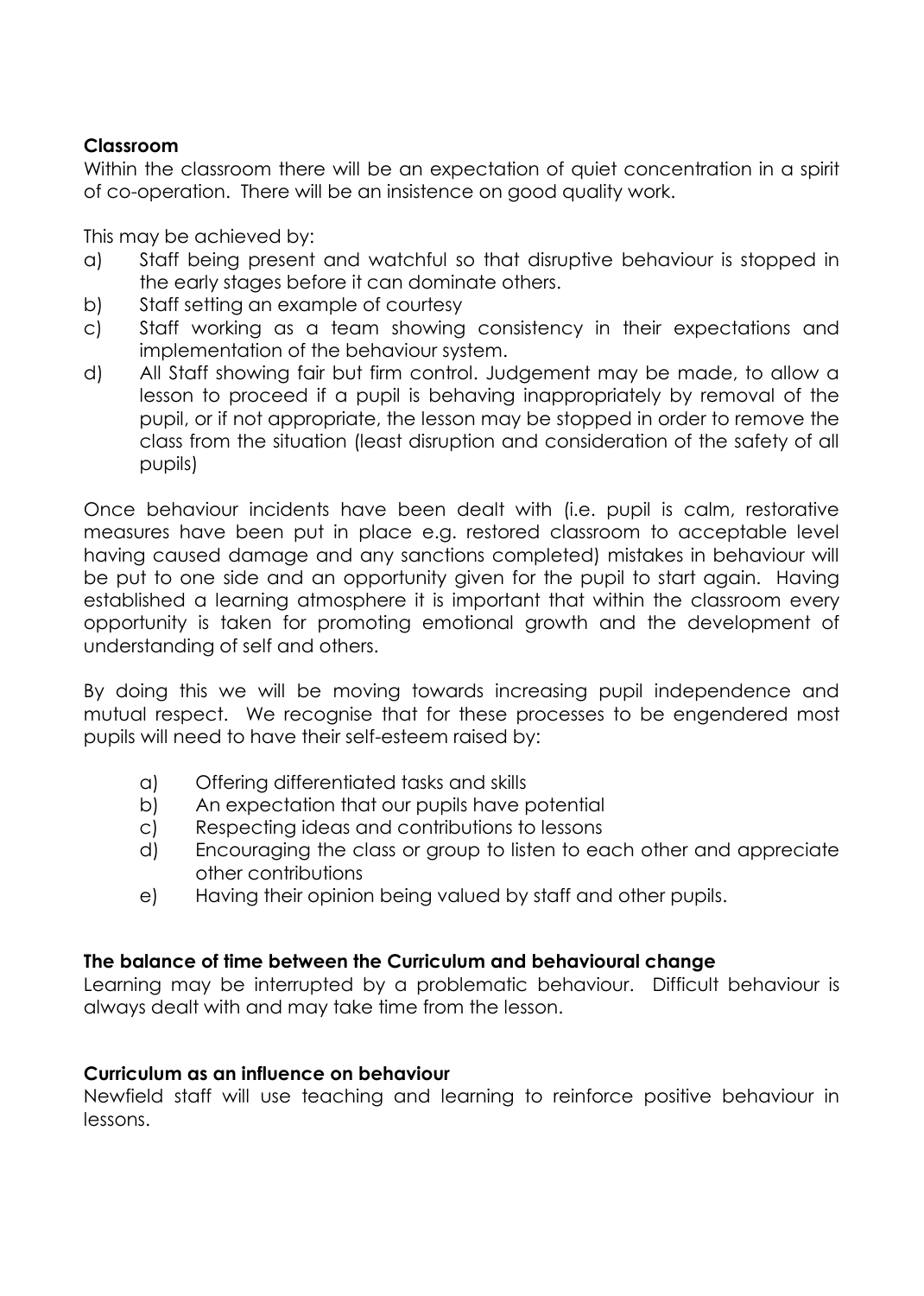**Classroom**

Within the classroom there will be an expectation of quiet concentration in a spirit of co-operation. There will be an insistence on good quality work.

This may be achieved by:

a) Staff being present and watchful so that disruptive behaviour is stopped in the early stages before it can dominate others.
b) Staff setting an example of courtesy
c) Staff working as a team showing consistency in their expectations and implementation of the behaviour system.
d) All Staff showing fair but firm control. Judgement may be made, to allow a lesson to proceed if a pupil is behaving inappropriately by removal of the pupil, or if not appropriate, the lesson may be stopped in order to remove the class from the situation (least disruption and consideration of the safety of all pupils)

Once behaviour incidents have been dealt with (i.e. pupil is calm, restorative measures have been put in place e.g. restored classroom to acceptable level having caused damage and any sanctions completed) mistakes in behaviour will be put to one side and an opportunity given for the pupil to start again. Having established a learning atmosphere it is important that within the classroom every opportunity is taken for promoting emotional growth and the development of understanding of self and others.

By doing this we will be moving towards increasing pupil independence and mutual respect. We recognise that for these processes to be engendered most pupils will need to have their self-esteem raised by:

a) Offering differentiated tasks and skills
b) An expectation that our pupils have potential
c) Respecting ideas and contributions to lessons
d) Encouraging the class or group to listen to each other and appreciate other contributions
e) Having their opinion being valued by staff and other pupils.

**The balance of time between the Curriculum and behavioural change**

Learning may be interrupted by a problematic behaviour. Difficult behaviour is always dealt with and may take time from the lesson.

**Curriculum as an influence on behaviour**

Newfield staff will use teaching and learning to reinforce positive behaviour in lessons.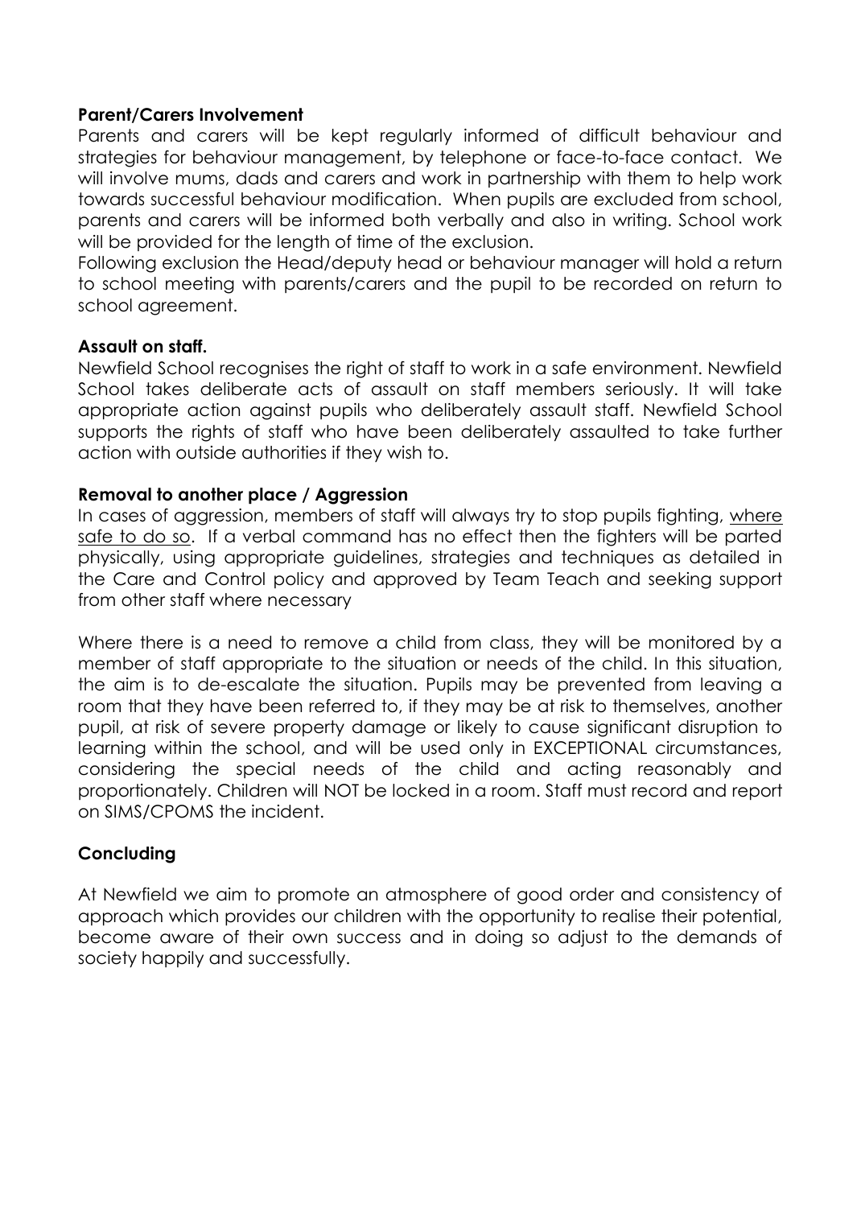**Parent/Carers Involvement**

Parents and carers will be kept regularly informed of difficult behaviour and strategies for behaviour management, by telephone or face-to-face contact. We will involve mums, dads and carers and work in partnership with them to help work towards successful behaviour modification. When pupils are excluded from school, parents and carers will be informed both verbally and also in writing. School work will be provided for the length of time of the exclusion.

Following exclusion the Head/deputy head or behaviour manager will hold a return to school meeting with parents/carers and the pupil to be recorded on return to school agreement.

**Assault on staff.**

Newfield School recognises the right of staff to work in a safe environment. Newfield School takes deliberate acts of assault on staff members seriously. It will take appropriate action against pupils who deliberately assault staff. Newfield School supports the rights of staff who have been deliberately assaulted to take further action with outside authorities if they wish to.

**Removal to another place / Aggression**

In cases of aggression, members of staff will always try to stop pupils fighting, <u>where safe to do so</u>. If a verbal command has no effect then the fighters will be parted physically, using appropriate guidelines, strategies and techniques as detailed in the Care and Control policy and approved by Team Teach and seeking support from other staff where necessary

Where there is a need to remove a child from class, they will be monitored by a member of staff appropriate to the situation or needs of the child. In this situation, the aim is to de-escalate the situation. Pupils may be prevented from leaving a room that they have been referred to, if they may be at risk to themselves, another pupil, at risk of severe property damage or likely to cause significant disruption to learning within the school, and will be used only in EXCEPTIONAL circumstances, considering the special needs of the child and acting reasonably and proportionately. Children will NOT be locked in a room. Staff must record and report on SIMS/CPOMS the incident.

**Concluding**

At Newfield we aim to promote an atmosphere of good order and consistency of approach which provides our children with the opportunity to realise their potential, become aware of their own success and in doing so adjust to the demands of society happily and successfully.